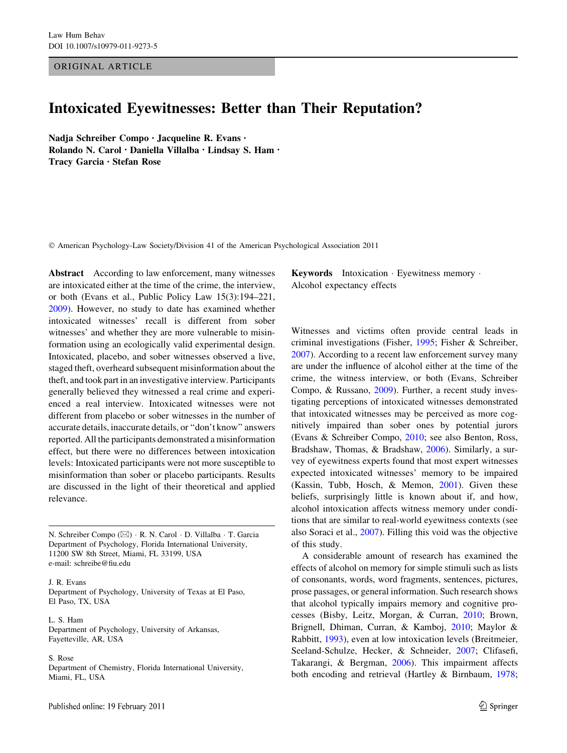ORIGINAL ARTICLE

# Intoxicated Eyewitnesses: Better than Their Reputation?

**Nadja Schreiber Compo · Jacqueline R. Evans · Rolando N. Carol · Daniella Villalba · Lindsay S. Ham · Tracy Garcia · Stefan Rose**

© American Psychology-Law Society/Division 41 of the American Psychological Association 2011

**Abstract** According to law enforcement, many witnesses are intoxicated either at the time of the crime, the interview, or both (Evans et al., Public Policy Law 15(3):194–221, 2009). However, no study to date has examined whether intoxicated witnesses' recall is different from sober witnesses' and whether they are more vulnerable to misinformation using an ecologically valid experimental design. Intoxicated, placebo, and sober witnesses observed a live, staged theft, overheard subsequent misinformation about the theft, and took part in an investigative interview. Participants generally believed they witnessed a real crime and experienced a real interview. Intoxicated witnesses were not different from placebo or sober witnesses in the number of accurate details, inaccurate details, or "don't know" answers reported. All the participants demonstrated a misinformation effect, but there were no differences between intoxication levels: Intoxicated participants were not more susceptible to misinformation than sober or placebo participants. Results are discussed in the light of their theoretical and applied relevance.

**Keywords** Intoxication · Eyewitness memory · Alcohol expectancy effects

N. Schreiber Compo (✉) · R. N. Carol · D. Villalba · T. Garcia
Department of Psychology, Florida International University, 11200 SW 8th Street, Miami, FL 33199, USA
e-mail: schreibe@fiu.edu

J. R. Evans
Department of Psychology, University of Texas at El Paso, El Paso, TX, USA

L. S. Ham
Department of Psychology, University of Arkansas, Fayetteville, AR, USA

S. Rose
Department of Chemistry, Florida International University, Miami, FL, USA

Witnesses and victims often provide central leads in criminal investigations (Fisher, 1995; Fisher & Schreiber, 2007). According to a recent law enforcement survey many are under the influence of alcohol either at the time of the crime, the witness interview, or both (Evans, Schreiber Compo, & Russano, 2009). Further, a recent study investigating perceptions of intoxicated witnesses demonstrated that intoxicated witnesses may be perceived as more cognitively impaired than sober ones by potential jurors (Evans & Schreiber Compo, 2010; see also Benton, Ross, Bradshaw, Thomas, & Bradshaw, 2006). Similarly, a survey of eyewitness experts found that most expert witnesses expected intoxicated witnesses' memory to be impaired (Kassin, Tubb, Hosch, & Memon, 2001). Given these beliefs, surprisingly little is known about if, and how, alcohol intoxication affects witness memory under conditions that are similar to real-world eyewitness contexts (see also Soraci et al., 2007). Filling this void was the objective of this study.

A considerable amount of research has examined the effects of alcohol on memory for simple stimuli such as lists of consonants, words, word fragments, sentences, pictures, prose passages, or general information. Such research shows that alcohol typically impairs memory and cognitive processes (Bisby, Leitz, Morgan, & Curran, 2010; Brown, Brignell, Dhiman, Curran, & Kamboj, 2010; Maylor & Rabbitt, 1993), even at low intoxication levels (Breitmeier, Seeland-Schulze, Hecker, & Schneider, 2007; Clifasefi, Takarangi, & Bergman, 2006). This impairment affects both encoding and retrieval (Hartley & Birnbaum, 1978;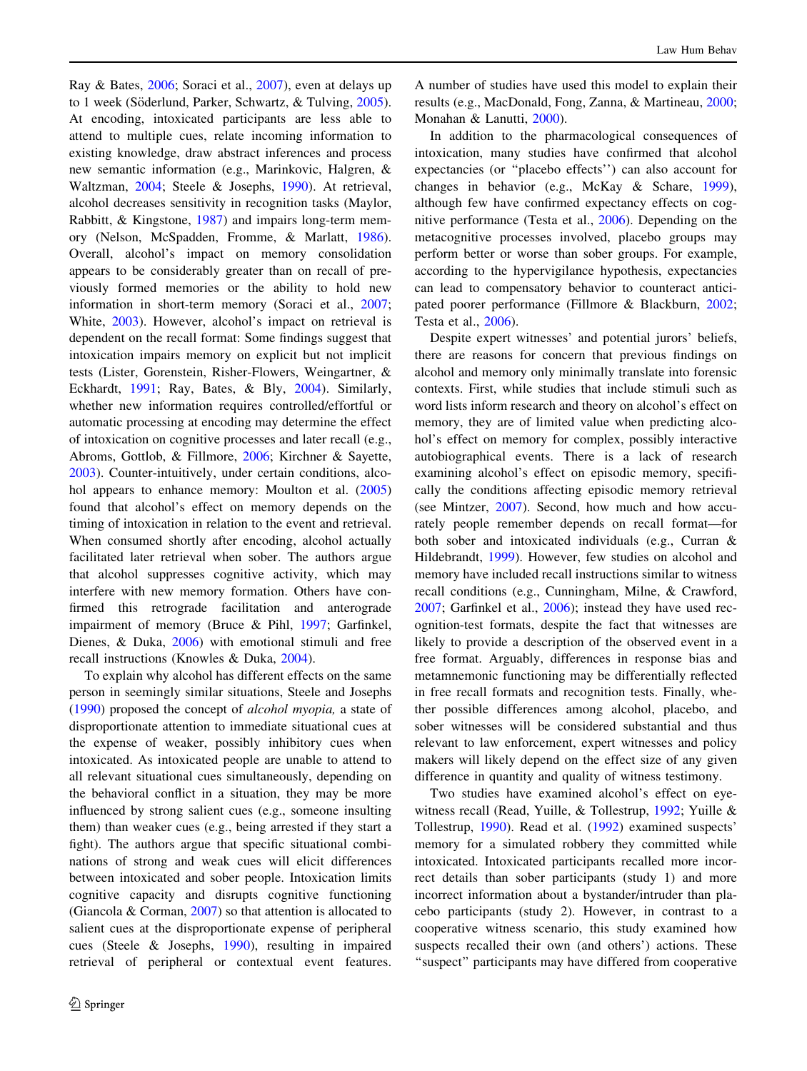Ray & Bates, 2006; Soraci et al., 2007), even at delays up to 1 week (Söderlund, Parker, Schwartz, & Tulving, 2005). At encoding, intoxicated participants are less able to attend to multiple cues, relate incoming information to existing knowledge, draw abstract inferences and process new semantic information (e.g., Marinkovic, Halgren, & Waltzman, 2004; Steele & Josephs, 1990). At retrieval, alcohol decreases sensitivity in recognition tasks (Maylor, Rabbitt, & Kingstone, 1987) and impairs long-term memory (Nelson, McSpadden, Fromme, & Marlatt, 1986). Overall, alcohol's impact on memory consolidation appears to be considerably greater than on recall of previously formed memories or the ability to hold new information in short-term memory (Soraci et al., 2007; White, 2003). However, alcohol's impact on retrieval is dependent on the recall format: Some findings suggest that intoxication impairs memory on explicit but not implicit tests (Lister, Gorenstein, Risher-Flowers, Weingartner, & Eckhardt, 1991; Ray, Bates, & Bly, 2004). Similarly, whether new information requires controlled/effortful or automatic processing at encoding may determine the effect of intoxication on cognitive processes and later recall (e.g., Abroms, Gottlob, & Fillmore, 2006; Kirchner & Sayette, 2003). Counter-intuitively, under certain conditions, alcohol appears to enhance memory: Moulton et al. (2005) found that alcohol's effect on memory depends on the timing of intoxication in relation to the event and retrieval. When consumed shortly after encoding, alcohol actually facilitated later retrieval when sober. The authors argue that alcohol suppresses cognitive activity, which may interfere with new memory formation. Others have confirmed this retrograde facilitation and anterograde impairment of memory (Bruce & Pihl, 1997; Garfinkel, Dienes, & Duka, 2006) with emotional stimuli and free recall instructions (Knowles & Duka, 2004).

To explain why alcohol has different effects on the same person in seemingly similar situations, Steele and Josephs (1990) proposed the concept of *alcohol myopia,* a state of disproportionate attention to immediate situational cues at the expense of weaker, possibly inhibitory cues when intoxicated. As intoxicated people are unable to attend to all relevant situational cues simultaneously, depending on the behavioral conflict in a situation, they may be more influenced by strong salient cues (e.g., someone insulting them) than weaker cues (e.g., being arrested if they start a fight). The authors argue that specific situational combinations of strong and weak cues will elicit differences between intoxicated and sober people. Intoxication limits cognitive capacity and disrupts cognitive functioning (Giancola & Corman, 2007) so that attention is allocated to salient cues at the disproportionate expense of peripheral cues (Steele & Josephs, 1990), resulting in impaired retrieval of peripheral or contextual event features. A number of studies have used this model to explain their results (e.g., MacDonald, Fong, Zanna, & Martineau, 2000; Monahan & Lanutti, 2000).

In addition to the pharmacological consequences of intoxication, many studies have confirmed that alcohol expectancies (or "placebo effects") can also account for changes in behavior (e.g., McKay & Schare, 1999), although few have confirmed expectancy effects on cognitive performance (Testa et al., 2006). Depending on the metacognitive processes involved, placebo groups may perform better or worse than sober groups. For example, according to the hypervigilance hypothesis, expectancies can lead to compensatory behavior to counteract anticipated poorer performance (Fillmore & Blackburn, 2002; Testa et al., 2006).

Despite expert witnesses' and potential jurors' beliefs, there are reasons for concern that previous findings on alcohol and memory only minimally translate into forensic contexts. First, while studies that include stimuli such as word lists inform research and theory on alcohol's effect on memory, they are of limited value when predicting alcohol's effect on memory for complex, possibly interactive autobiographical events. There is a lack of research examining alcohol's effect on episodic memory, specifically the conditions affecting episodic memory retrieval (see Mintzer, 2007). Second, how much and how accurately people remember depends on recall format—for both sober and intoxicated individuals (e.g., Curran & Hildebrandt, 1999). However, few studies on alcohol and memory have included recall instructions similar to witness recall conditions (e.g., Cunningham, Milne, & Crawford, 2007; Garfinkel et al., 2006); instead they have used recognition-test formats, despite the fact that witnesses are likely to provide a description of the observed event in a free format. Arguably, differences in response bias and metamnemonic functioning may be differentially reflected in free recall formats and recognition tests. Finally, whether possible differences among alcohol, placebo, and sober witnesses will be considered substantial and thus relevant to law enforcement, expert witnesses and policy makers will likely depend on the effect size of any given difference in quantity and quality of witness testimony.

Two studies have examined alcohol's effect on eyewitness recall (Read, Yuille, & Tollestrup, 1992; Yuille & Tollestrup, 1990). Read et al. (1992) examined suspects' memory for a simulated robbery they committed while intoxicated. Intoxicated participants recalled more incorrect details than sober participants (study 1) and more incorrect information about a bystander/intruder than placebo participants (study 2). However, in contrast to a cooperative witness scenario, this study examined how suspects recalled their own (and others') actions. These "suspect" participants may have differed from cooperative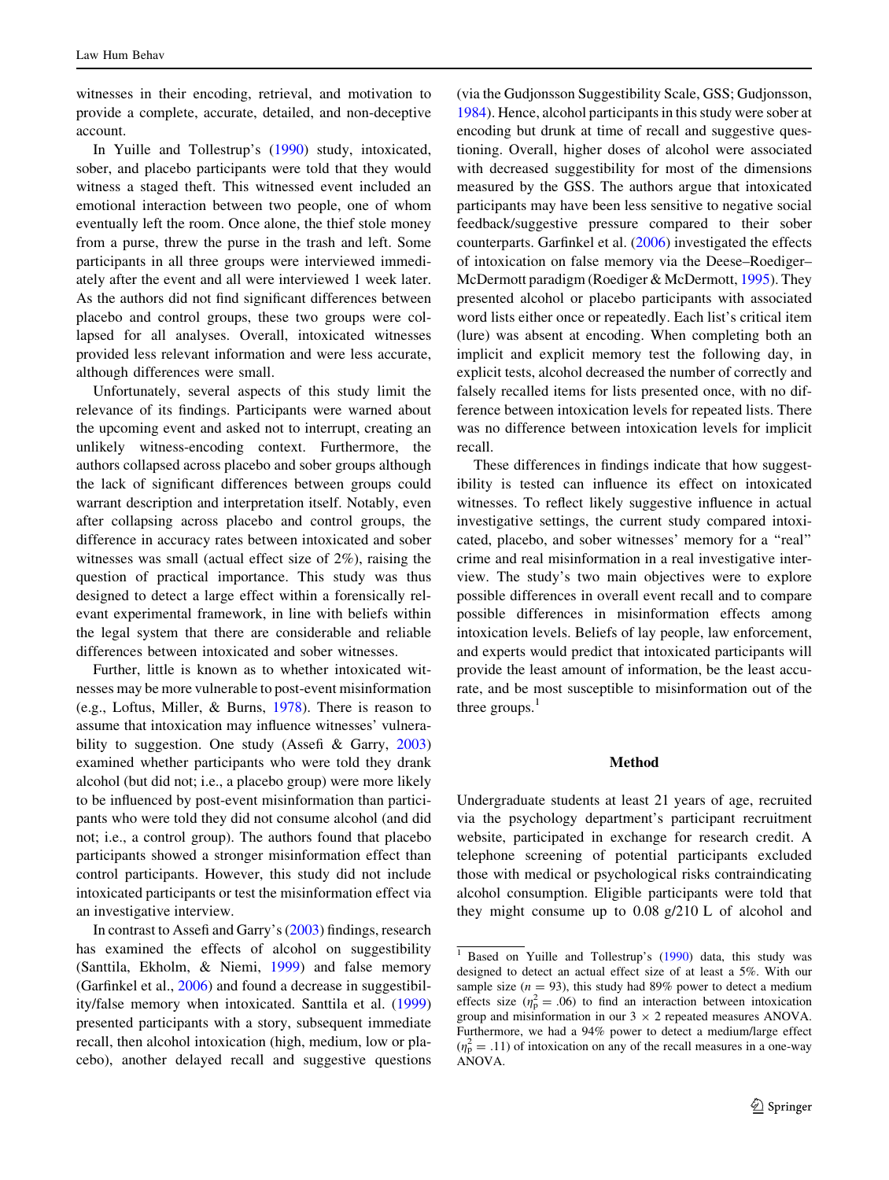witnesses in their encoding, retrieval, and motivation to provide a complete, accurate, detailed, and non-deceptive account.

In Yuille and Tollestrup's (1990) study, intoxicated, sober, and placebo participants were told that they would witness a staged theft. This witnessed event included an emotional interaction between two people, one of whom eventually left the room. Once alone, the thief stole money from a purse, threw the purse in the trash and left. Some participants in all three groups were interviewed immediately after the event and all were interviewed 1 week later. As the authors did not find significant differences between placebo and control groups, these two groups were collapsed for all analyses. Overall, intoxicated witnesses provided less relevant information and were less accurate, although differences were small.

Unfortunately, several aspects of this study limit the relevance of its findings. Participants were warned about the upcoming event and asked not to interrupt, creating an unlikely witness-encoding context. Furthermore, the authors collapsed across placebo and sober groups although the lack of significant differences between groups could warrant description and interpretation itself. Notably, even after collapsing across placebo and control groups, the difference in accuracy rates between intoxicated and sober witnesses was small (actual effect size of 2%), raising the question of practical importance. This study was thus designed to detect a large effect within a forensically relevant experimental framework, in line with beliefs within the legal system that there are considerable and reliable differences between intoxicated and sober witnesses.

Further, little is known as to whether intoxicated witnesses may be more vulnerable to post-event misinformation (e.g., Loftus, Miller, & Burns, 1978). There is reason to assume that intoxication may influence witnesses' vulnerability to suggestion. One study (Assefi & Garry, 2003) examined whether participants who were told they drank alcohol (but did not; i.e., a placebo group) were more likely to be influenced by post-event misinformation than participants who were told they did not consume alcohol (and did not; i.e., a control group). The authors found that placebo participants showed a stronger misinformation effect than control participants. However, this study did not include intoxicated participants or test the misinformation effect via an investigative interview.

In contrast to Assefi and Garry's (2003) findings, research has examined the effects of alcohol on suggestibility (Santtila, Ekholm, & Niemi, 1999) and false memory (Garfinkel et al., 2006) and found a decrease in suggestibility/false memory when intoxicated. Santtila et al. (1999) presented participants with a story, subsequent immediate recall, then alcohol intoxication (high, medium, low or placebo), another delayed recall and suggestive questions (via the Gudjonsson Suggestibility Scale, GSS; Gudjonsson, 1984). Hence, alcohol participants in this study were sober at encoding but drunk at time of recall and suggestive questioning. Overall, higher doses of alcohol were associated with decreased suggestibility for most of the dimensions measured by the GSS. The authors argue that intoxicated participants may have been less sensitive to negative social feedback/suggestive pressure compared to their sober counterparts. Garfinkel et al. (2006) investigated the effects of intoxication on false memory via the Deese–Roediger–McDermott paradigm (Roediger & McDermott, 1995). They presented alcohol or placebo participants with associated word lists either once or repeatedly. Each list's critical item (lure) was absent at encoding. When completing both an implicit and explicit memory test the following day, in explicit tests, alcohol decreased the number of correctly and falsely recalled items for lists presented once, with no difference between intoxication levels for repeated lists. There was no difference between intoxication levels for implicit recall.

These differences in findings indicate that how suggestibility is tested can influence its effect on intoxicated witnesses. To reflect likely suggestive influence in actual investigative settings, the current study compared intoxicated, placebo, and sober witnesses' memory for a "real" crime and real misinformation in a real investigative interview. The study's two main objectives were to explore possible differences in overall event recall and to compare possible differences in misinformation effects among intoxication levels. Beliefs of lay people, law enforcement, and experts would predict that intoxicated participants will provide the least amount of information, be the least accurate, and be most susceptible to misinformation out of the three groups.[1]

## Method

Undergraduate students at least 21 years of age, recruited via the psychology department's participant recruitment website, participated in exchange for research credit. A telephone screening of potential participants excluded those with medical or psychological risks contraindicating alcohol consumption. Eligible participants were told that they might consume up to 0.08 g/210 L of alcohol and

[1] Based on Yuille and Tollestrup's (1990) data, this study was designed to detect an actual effect size of at least a 5%. With our sample size ($n = 93$), this study had 89% power to detect a medium effects size ($\eta_p^2 = .06$) to find an interaction between intoxication group and misinformation in our 3 × 2 repeated measures ANOVA. Furthermore, we had a 94% power to detect a medium/large effect ($\eta_p^2 = .11$) of intoxication on any of the recall measures in a one-way ANOVA.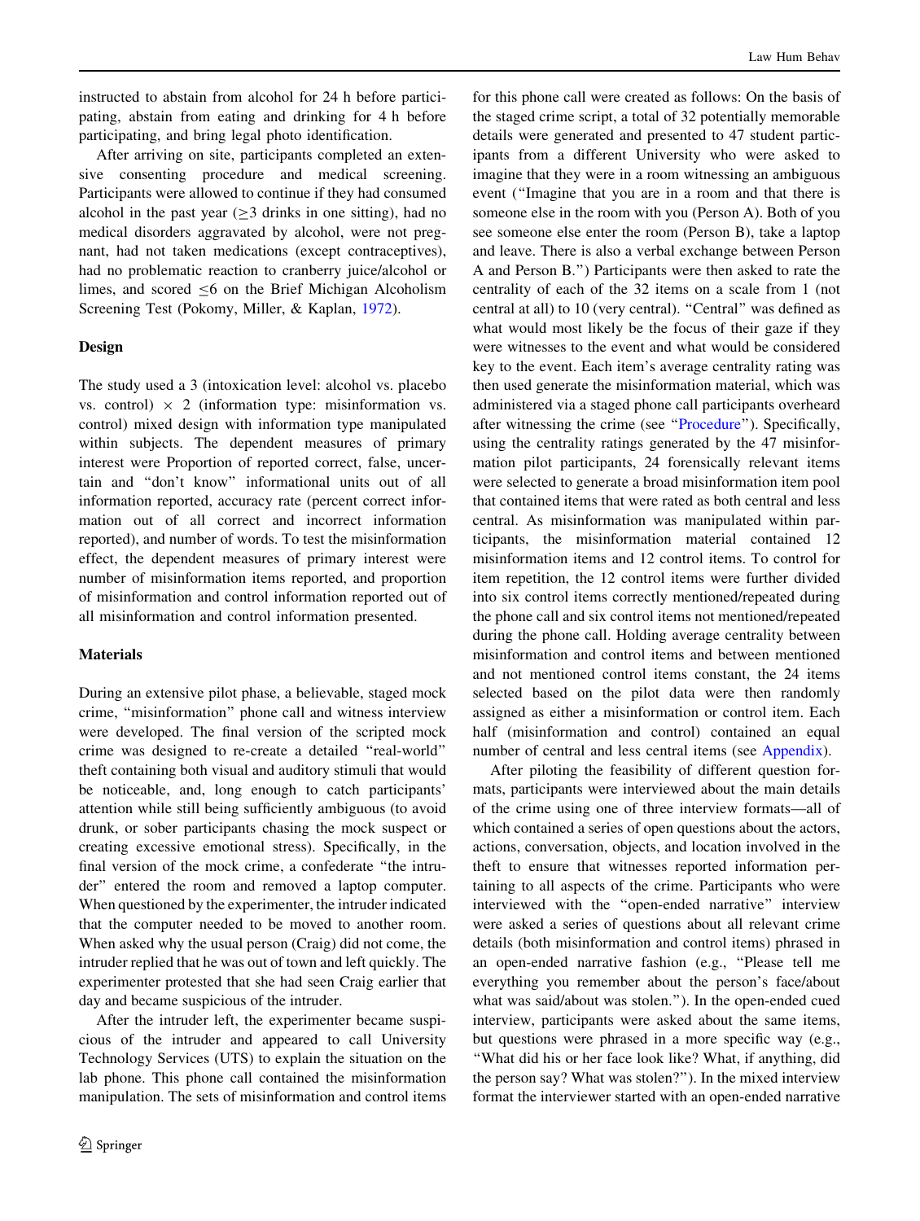instructed to abstain from alcohol for 24 h before participating, abstain from eating and drinking for 4 h before participating, and bring legal photo identification.

After arriving on site, participants completed an extensive consenting procedure and medical screening. Participants were allowed to continue if they had consumed alcohol in the past year ($\geq$3 drinks in one sitting), had no medical disorders aggravated by alcohol, were not pregnant, had not taken medications (except contraceptives), had no problematic reaction to cranberry juice/alcohol or limes, and scored $\leq$6 on the Brief Michigan Alcoholism Screening Test (Pokomy, Miller, & Kaplan, 1972).

## Design

The study used a 3 (intoxication level: alcohol vs. placebo vs. control) $\times$ 2 (information type: misinformation vs. control) mixed design with information type manipulated within subjects. The dependent measures of primary interest were Proportion of reported correct, false, uncertain and "don't know" informational units out of all information reported), accuracy rate (percent correct information out of all correct and incorrect information reported), and number of words. To test the misinformation effect, the dependent measures of primary interest were number of misinformation items reported, and proportion of misinformation and control information reported out of all misinformation and control information presented.

## Materials

During an extensive pilot phase, a believable, staged mock crime, "misinformation" phone call and witness interview were developed. The final version of the scripted mock crime was designed to re-create a detailed "real-world" theft containing both visual and auditory stimuli that would be noticeable, and, long enough to catch participants' attention while still being sufficiently ambiguous (to avoid drunk, or sober participants chasing the mock suspect or creating excessive emotional stress). Specifically, in the final version of the mock crime, a confederate "the intruder" entered the room and removed a laptop computer. When questioned by the experimenter, the intruder indicated that the computer needed to be moved to another room. When asked why the usual person (Craig) did not come, the intruder replied that he was out of town and left quickly. The experimenter protested that she had seen Craig earlier that day and became suspicious of the intruder.

After the intruder left, the experimenter became suspicious of the intruder and appeared to call University Technology Services (UTS) to explain the situation on the lab phone. This phone call contained the misinformation manipulation. The sets of misinformation and control items for this phone call were created as follows: On the basis of the staged crime script, a total of 32 potentially memorable details were generated and presented to 47 student participants from a different University who were asked to imagine that they were in a room witnessing an ambiguous event ("Imagine that you are in a room and that there is someone else in the room with you (Person A). Both of you see someone else enter the room (Person B), take a laptop and leave. There is also a verbal exchange between Person A and Person B.") Participants were then asked to rate the centrality of each of the 32 items on a scale from 1 (not central at all) to 10 (very central). "Central" was defined as what would most likely be the focus of their gaze if they were witnesses to the event and what would be considered key to the event. Each item's average centrality rating was then used generate the misinformation material, which was administered via a staged phone call participants overheard after witnessing the crime (see "Procedure"). Specifically, using the centrality ratings generated by the 47 misinformation pilot participants, 24 forensically relevant items were selected to generate a broad misinformation item pool that contained items that were rated as both central and less central. As misinformation was manipulated within participants, the misinformation material contained 12 misinformation items and 12 control items. To control for item repetition, the 12 control items were further divided into six control items correctly mentioned/repeated during the phone call and six control items not mentioned/repeated during the phone call. Holding average centrality between misinformation and control items and between mentioned and not mentioned control items constant, the 24 items selected based on the pilot data were then randomly assigned as either a misinformation or control item. Each half (misinformation and control) contained an equal number of central and less central items (see Appendix).

After piloting the feasibility of different question formats, participants were interviewed about the main details of the crime using one of three interview formats—all of which contained a series of open questions about the actors, actions, conversation, objects, and location involved in the theft to ensure that witnesses reported information pertaining to all aspects of the crime. Participants who were interviewed with the "open-ended narrative" interview were asked a series of questions about all relevant crime details (both misinformation and control items) phrased in an open-ended narrative fashion (e.g., "Please tell me everything you remember about the person's face/about what was said/about was stolen."). In the open-ended cued interview, participants were asked about the same items, but questions were phrased in a more specific way (e.g., "What did his or her face look like? What, if anything, did the person say? What was stolen?"). In the mixed interview format the interviewer started with an open-ended narrative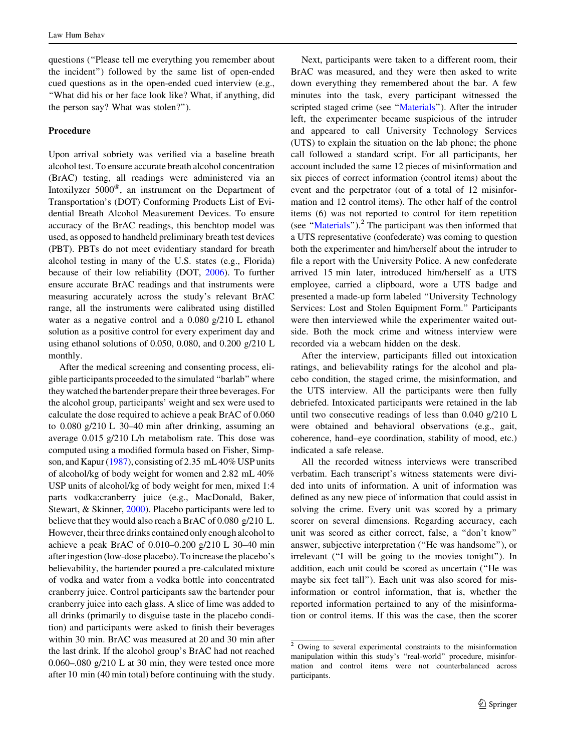questions ("Please tell me everything you remember about the incident") followed by the same list of open-ended cued questions as in the open-ended cued interview (e.g., "What did his or her face look like? What, if anything, did the person say? What was stolen?").

### Procedure

Upon arrival sobriety was verified via a baseline breath alcohol test. To ensure accurate breath alcohol concentration (BrAC) testing, all readings were administered via an Intoxilyzer 5000®, an instrument on the Department of Transportation's (DOT) Conforming Products List of Evidential Breath Alcohol Measurement Devices. To ensure accuracy of the BrAC readings, this benchtop model was used, as opposed to handheld preliminary breath test devices (PBT). PBTs do not meet evidentiary standard for breath alcohol testing in many of the U.S. states (e.g., Florida) because of their low reliability (DOT, 2006). To further ensure accurate BrAC readings and that instruments were measuring accurately across the study's relevant BrAC range, all the instruments were calibrated using distilled water as a negative control and a 0.080 g/210 L ethanol solution as a positive control for every experiment day and using ethanol solutions of 0.050, 0.080, and 0.200 g/210 L monthly.

After the medical screening and consenting process, eligible participants proceeded to the simulated "barlab" where they watched the bartender prepare their three beverages. For the alcohol group, participants' weight and sex were used to calculate the dose required to achieve a peak BrAC of 0.060 to 0.080 g/210 L 30–40 min after drinking, assuming an average 0.015 g/210 L/h metabolism rate. This dose was computed using a modified formula based on Fisher, Simpson, and Kapur (1987), consisting of 2.35 mL 40% USP units of alcohol/kg of body weight for women and 2.82 mL 40% USP units of alcohol/kg of body weight for men, mixed 1:4 parts vodka:cranberry juice (e.g., MacDonald, Baker, Stewart, & Skinner, 2000). Placebo participants were led to believe that they would also reach a BrAC of 0.080 g/210 L. However, their three drinks contained only enough alcohol to achieve a peak BrAC of 0.010–0.200 g/210 L 30–40 min after ingestion (low-dose placebo). To increase the placebo's believability, the bartender poured a pre-calculated mixture of vodka and water from a vodka bottle into concentrated cranberry juice. Control participants saw the bartender pour cranberry juice into each glass. A slice of lime was added to all drinks (primarily to disguise taste in the placebo condition) and participants were asked to finish their beverages within 30 min. BrAC was measured at 20 and 30 min after the last drink. If the alcohol group's BrAC had not reached 0.060–.080 g/210 L at 30 min, they were tested once more after 10 min (40 min total) before continuing with the study.

Next, participants were taken to a different room, their BrAC was measured, and they were then asked to write down everything they remembered about the bar. A few minutes into the task, every participant witnessed the scripted staged crime (see "Materials"). After the intruder left, the experimenter became suspicious of the intruder and appeared to call University Technology Services (UTS) to explain the situation on the lab phone; the phone call followed a standard script. For all participants, her account included the same 12 pieces of misinformation and six pieces of correct information (control items) about the event and the perpetrator (out of a total of 12 misinformation and 12 control items). The other half of the control items (6) was not reported to control for item repetition (see "Materials").[2] The participant was then informed that a UTS representative (confederate) was coming to question both the experimenter and him/herself about the intruder to file a report with the University Police. A new confederate arrived 15 min later, introduced him/herself as a UTS employee, carried a clipboard, wore a UTS badge and presented a made-up form labeled "University Technology Services: Lost and Stolen Equipment Form." Participants were then interviewed while the experimenter waited outside. Both the mock crime and witness interview were recorded via a webcam hidden on the desk.

After the interview, participants filled out intoxication ratings, and believability ratings for the alcohol and placebo condition, the staged crime, the misinformation, and the UTS interview. All the participants were then fully debriefed. Intoxicated participants were retained in the lab until two consecutive readings of less than 0.040 g/210 L were obtained and behavioral observations (e.g., gait, coherence, hand–eye coordination, stability of mood, etc.) indicated a safe release.

All the recorded witness interviews were transcribed verbatim. Each transcript's witness statements were divided into units of information. A unit of information was defined as any new piece of information that could assist in solving the crime. Every unit was scored by a primary scorer on several dimensions. Regarding accuracy, each unit was scored as either correct, false, a "don't know" answer, subjective interpretation ("He was handsome"), or irrelevant ("I will be going to the movies tonight"). In addition, each unit could be scored as uncertain ("He was maybe six feet tall"). Each unit was also scored for misinformation or control information, that is, whether the reported information pertained to any of the misinformation or control items. If this was the case, then the scorer

[2] Owing to several experimental constraints to the misinformation manipulation within this study's "real-world" procedure, misinformation and control items were not counterbalanced across participants.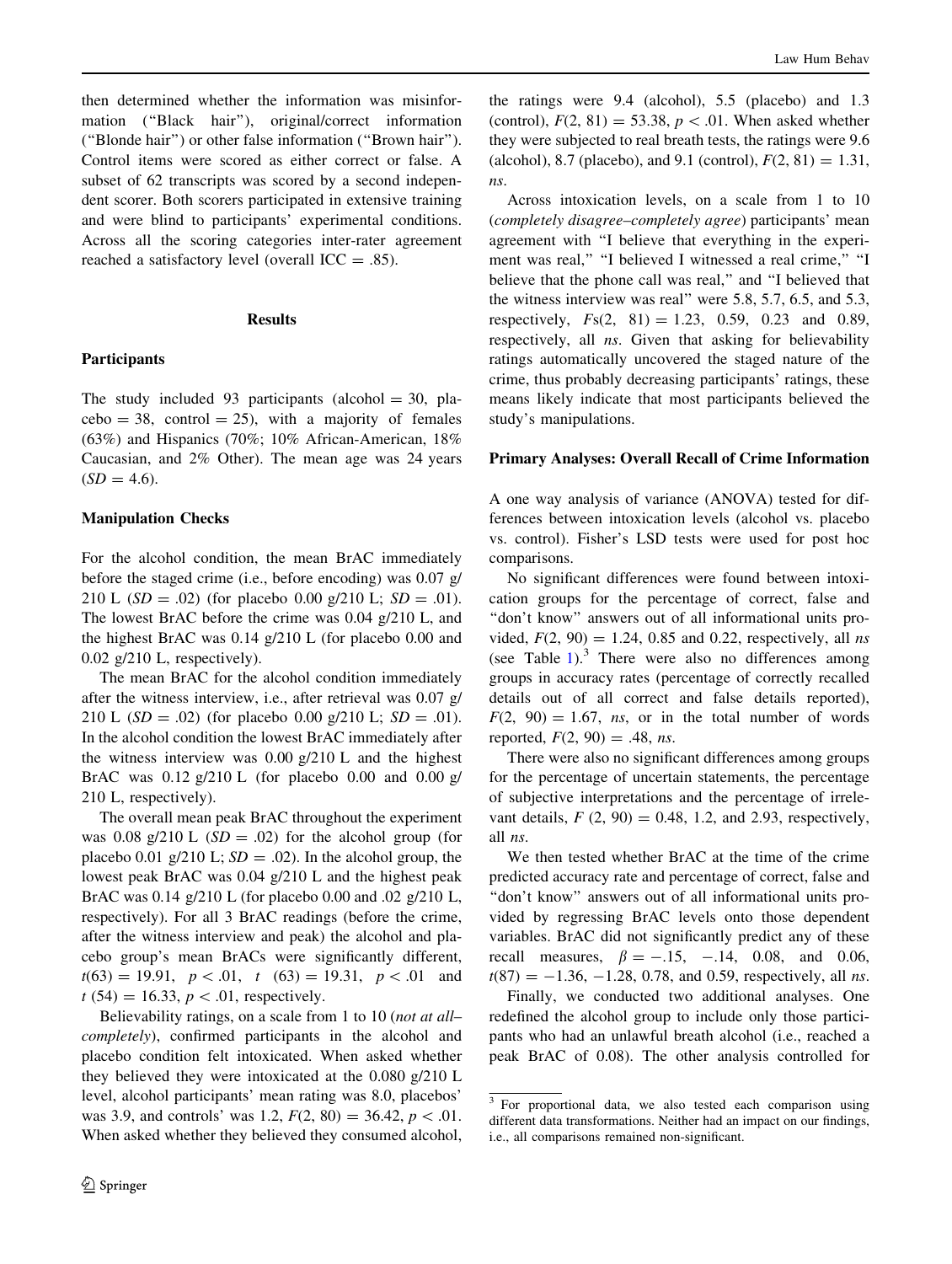then determined whether the information was misinformation ("Black hair"), original/correct information ("Blonde hair") or other false information ("Brown hair"). Control items were scored as either correct or false. A subset of 62 transcripts was scored by a second independent scorer. Both scorers participated in extensive training and were blind to participants' experimental conditions. Across all the scoring categories inter-rater agreement reached a satisfactory level (overall ICC = .85).

## Results

### Participants

The study included 93 participants (alcohol = 30, placebo = 38, control = 25), with a majority of females (63%) and Hispanics (70%; 10% African-American, 18% Caucasian, and 2% Other). The mean age was 24 years ($SD = 4.6$).

### Manipulation Checks

For the alcohol condition, the mean BrAC immediately before the staged crime (i.e., before encoding) was 0.07 g/210 L ($SD = .02$) (for placebo 0.00 g/210 L; $SD = .01$). The lowest BrAC before the crime was 0.04 g/210 L, and the highest BrAC was 0.14 g/210 L (for placebo 0.00 and 0.02 g/210 L, respectively).

The mean BrAC for the alcohol condition immediately after the witness interview, i.e., after retrieval was 0.07 g/210 L ($SD = .02$) (for placebo 0.00 g/210 L; $SD = .01$). In the alcohol condition the lowest BrAC immediately after the witness interview was 0.00 g/210 L and the highest BrAC was 0.12 g/210 L (for placebo 0.00 and 0.00 g/210 L, respectively).

The overall mean peak BrAC throughout the experiment was 0.08 g/210 L ($SD = .02$) for the alcohol group (for placebo 0.01 g/210 L; $SD = .02$). In the alcohol group, the lowest peak BrAC was 0.04 g/210 L and the highest peak BrAC was 0.14 g/210 L (for placebo 0.00 and .02 g/210 L, respectively). For all 3 BrAC readings (before the crime, after the witness interview and peak) the alcohol and placebo group's mean BrACs were significantly different, $t(63) = 19.91$, $p < .01$, $t\ (63) = 19.31$, $p < .01$ and $t\ (54) = 16.33$, $p < .01$, respectively.

Believability ratings, on a scale from 1 to 10 (*not at all–completely*), confirmed participants in the alcohol and placebo condition felt intoxicated. When asked whether they believed they were intoxicated at the 0.080 g/210 L level, alcohol participants' mean rating was 8.0, placebos' was 3.9, and controls' was 1.2, $F(2, 80) = 36.42$, $p < .01$. When asked whether they believed they consumed alcohol, the ratings were 9.4 (alcohol), 5.5 (placebo) and 1.3 (control), $F(2, 81) = 53.38$, $p < .01$. When asked whether they were subjected to real breath tests, the ratings were 9.6 (alcohol), 8.7 (placebo), and 9.1 (control), $F(2, 81) = 1.31$, *ns*.

Across intoxication levels, on a scale from 1 to 10 (*completely disagree–completely agree*) participants' mean agreement with "I believe that everything in the experiment was real," "I believed I witnessed a real crime," "I believe that the phone call was real," and "I believed that the witness interview was real" were 5.8, 5.7, 6.5, and 5.3, respectively, $Fs(2, 81) = 1.23$, 0.59, 0.23 and 0.89, respectively, all *ns*. Given that asking for believability ratings automatically uncovered the staged nature of the crime, thus probably decreasing participants' ratings, these means likely indicate that most participants believed the study's manipulations.

### Primary Analyses: Overall Recall of Crime Information

A one way analysis of variance (ANOVA) tested for differences between intoxication levels (alcohol vs. placebo vs. control). Fisher's LSD tests were used for post hoc comparisons.

No significant differences were found between intoxication groups for the percentage of correct, false and "don't know" answers out of all informational units provided, $F(2, 90) = 1.24$, 0.85 and 0.22, respectively, all *ns* (see Table 1).[3] There were also no differences among groups in accuracy rates (percentage of correctly recalled details out of all correct and false details reported), $F(2, 90) = 1.67$, *ns*, or in the total number of words reported, $F(2, 90) = .48$, *ns*.

There were also no significant differences among groups for the percentage of uncertain statements, the percentage of subjective interpretations and the percentage of irrelevant details, $F\ (2, 90) = 0.48$, 1.2, and 2.93, respectively, all *ns*.

We then tested whether BrAC at the time of the crime predicted accuracy rate and percentage of correct, false and "don't know" answers out of all informational units provided by regressing BrAC levels onto those dependent variables. BrAC did not significantly predict any of these recall measures, $\beta = -.15$, $-.14$, 0.08, and 0.06, $t(87) = -1.36$, $-1.28$, 0.78, and 0.59, respectively, all *ns*.

Finally, we conducted two additional analyses. One redefined the alcohol group to include only those participants who had an unlawful breath alcohol (i.e., reached a peak BrAC of 0.08). The other analysis controlled for

[3] For proportional data, we also tested each comparison using different data transformations. Neither had an impact on our findings, i.e., all comparisons remained non-significant.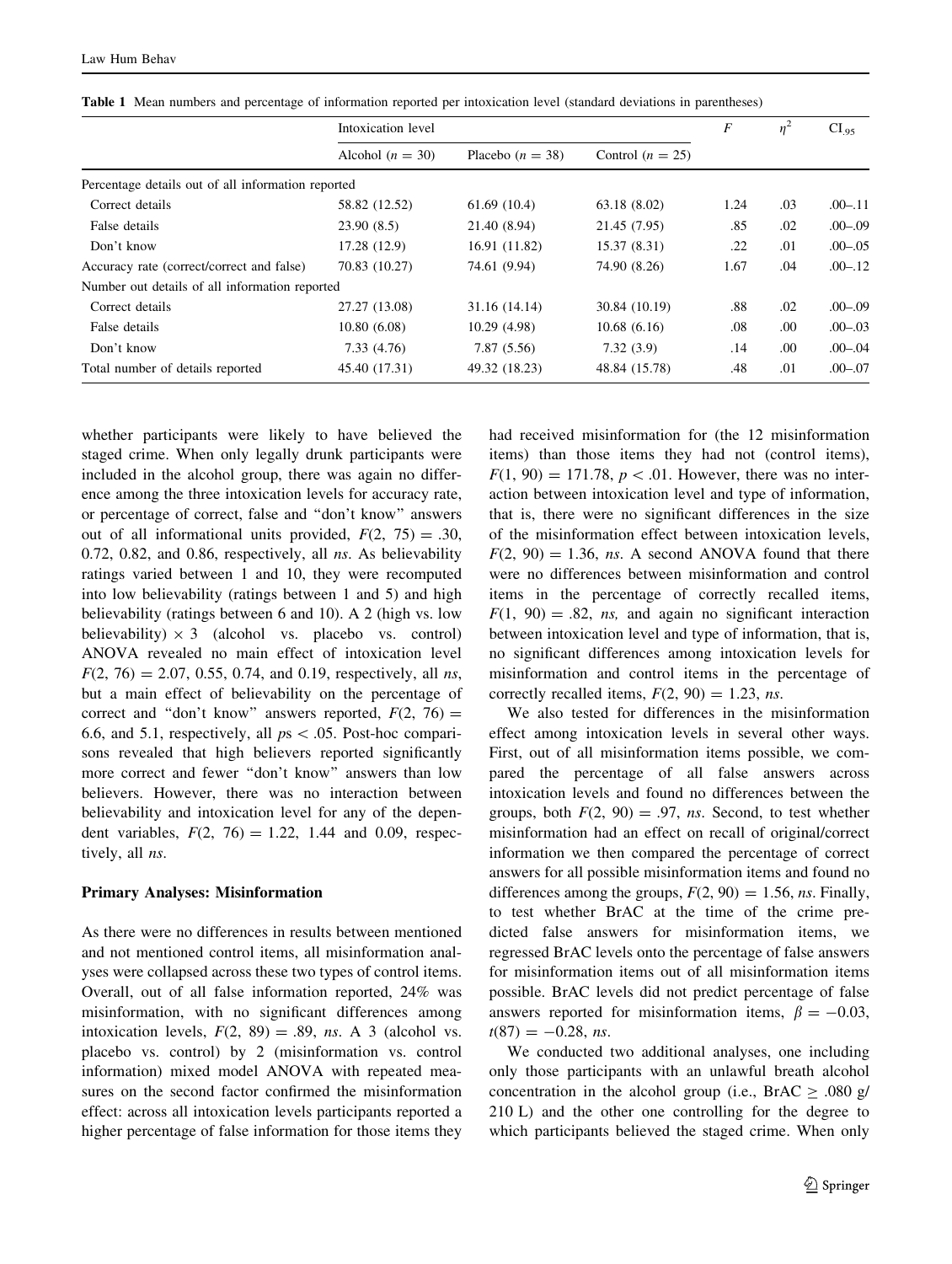**Table 1** Mean numbers and percentage of information reported per intoxication level (standard deviations in parentheses)

| | Intoxication level | | | $F$ | $\eta^2$ | $CI_{.95}$ |
|---|---|---|---|---|---|---|
| | Alcohol ($n = 30$) | Placebo ($n = 38$) | Control ($n = 25$) | | | |
| Percentage details out of all information reported | | | | | | |
| Correct details | 58.82 (12.52) | 61.69 (10.4) | 63.18 (8.02) | 1.24 | .03 | .00–.11 |
| False details | 23.90 (8.5) | 21.40 (8.94) | 21.45 (7.95) | .85 | .02 | .00–.09 |
| Don't know | 17.28 (12.9) | 16.91 (11.82) | 15.37 (8.31) | .22 | .01 | .00–.05 |
| Accuracy rate (correct/correct and false) | 70.83 (10.27) | 74.61 (9.94) | 74.90 (8.26) | 1.67 | .04 | .00–.12 |
| Number out details of all information reported | | | | | | |
| Correct details | 27.27 (13.08) | 31.16 (14.14) | 30.84 (10.19) | .88 | .02 | .00–.09 |
| False details | 10.80 (6.08) | 10.29 (4.98) | 10.68 (6.16) | .08 | .00 | .00–.03 |
| Don't know | 7.33 (4.76) | 7.87 (5.56) | 7.32 (3.9) | .14 | .00 | .00–.04 |
| Total number of details reported | 45.40 (17.31) | 49.32 (18.23) | 48.84 (15.78) | .48 | .01 | .00–.07 |

whether participants were likely to have believed the staged crime. When only legally drunk participants were included in the alcohol group, there was again no difference among the three intoxication levels for accuracy rate, or percentage of correct, false and "don't know" answers out of all informational units provided, $F(2, 75) = .30$, 0.72, 0.82, and 0.86, respectively, all *ns*. As believability ratings varied between 1 and 10, they were recomputed into low believability (ratings between 1 and 5) and high believability (ratings between 6 and 10). A 2 (high vs. low believability) $\times$ 3 (alcohol vs. placebo vs. control) ANOVA revealed no main effect of intoxication level $F(2, 76) = 2.07$, 0.55, 0.74, and 0.19, respectively, all *ns*, but a main effect of believability on the percentage of correct and "don't know" answers reported, $F(2, 76) =$ 6.6, and 5.1, respectively, all $ps < .05$. Post-hoc comparisons revealed that high believers reported significantly more correct and fewer "don't know" answers than low believers. However, there was no interaction between believability and intoxication level for any of the dependent variables, $F(2, 76) = 1.22$, 1.44 and 0.09, respectively, all *ns*.

### Primary Analyses: Misinformation

As there were no differences in results between mentioned and not mentioned control items, all misinformation analyses were collapsed across these two types of control items. Overall, out of all false information reported, 24% was misinformation, with no significant differences among intoxication levels, $F(2, 89) = .89$, *ns*. A 3 (alcohol vs. placebo vs. control) by 2 (misinformation vs. control information) mixed model ANOVA with repeated measures on the second factor confirmed the misinformation effect: across all intoxication levels participants reported a higher percentage of false information for those items they had received misinformation for (the 12 misinformation items) than those items they had not (control items), $F(1, 90) = 171.78$, $p < .01$. However, there was no interaction between intoxication level and type of information, that is, there were no significant differences in the size of the misinformation effect between intoxication levels, $F(2, 90) = 1.36$, *ns*. A second ANOVA found that there were no differences between misinformation and control items in the percentage of correctly recalled items, $F(1, 90) = .82$, *ns,* and again no significant interaction between intoxication level and type of information, that is, no significant differences among intoxication levels for misinformation and control items in the percentage of correctly recalled items, $F(2, 90) = 1.23$, *ns*.

We also tested for differences in the misinformation effect among intoxication levels in several other ways. First, out of all misinformation items possible, we compared the percentage of all false answers across intoxication levels and found no differences between the groups, both $F(2, 90) = .97$, *ns*. Second, to test whether misinformation had an effect on recall of original/correct information we then compared the percentage of correct answers for all possible misinformation items and found no differences among the groups, $F(2, 90) = 1.56$, *ns*. Finally, to test whether BrAC at the time of the crime predicted false answers for misinformation items, we regressed BrAC levels onto the percentage of false answers for misinformation items out of all misinformation items possible. BrAC levels did not predict percentage of false answers reported for misinformation items, $\beta = -0.03$, $t(87) = -0.28$, *ns*.

We conducted two additional analyses, one including only those participants with an unlawful breath alcohol concentration in the alcohol group (i.e., BrAC $\geq$ .080 g/210 L) and the other one controlling for the degree to which participants believed the staged crime. When only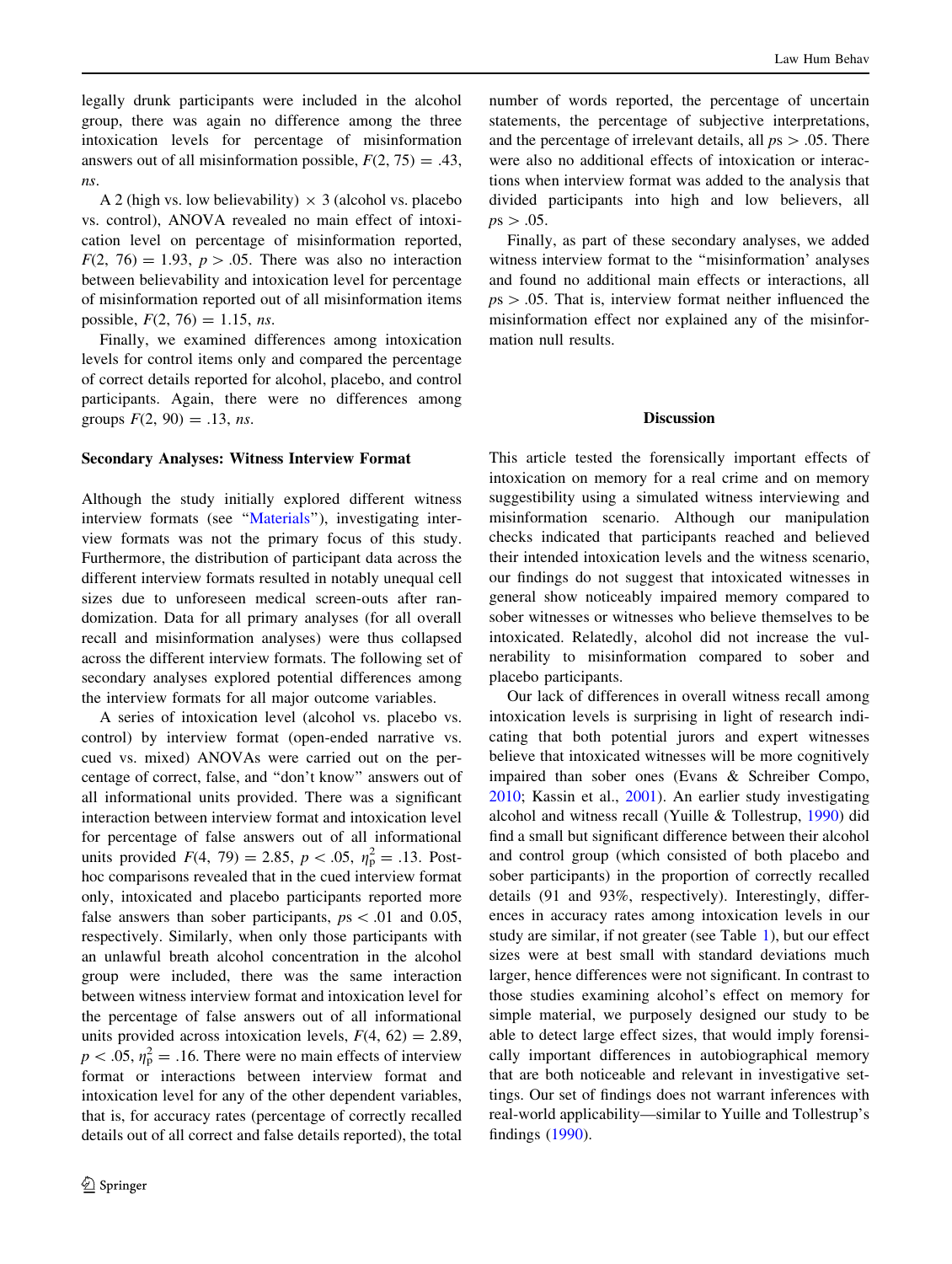legally drunk participants were included in the alcohol group, there was again no difference among the three intoxication levels for percentage of misinformation answers out of all misinformation possible, $F(2, 75) = .43$, *ns*.

A 2 (high vs. low believability) × 3 (alcohol vs. placebo vs. control), ANOVA revealed no main effect of intoxication level on percentage of misinformation reported, $F(2, 76) = 1.93$, $p > .05$. There was also no interaction between believability and intoxication level for percentage of misinformation reported out of all misinformation items possible, $F(2, 76) = 1.15$, *ns*.

Finally, we examined differences among intoxication levels for control items only and compared the percentage of correct details reported for alcohol, placebo, and control participants. Again, there were no differences among groups $F(2, 90) = .13$, *ns*.

### Secondary Analyses: Witness Interview Format

Although the study initially explored different witness interview formats (see "Materials"), investigating interview formats was not the primary focus of this study. Furthermore, the distribution of participant data across the different interview formats resulted in notably unequal cell sizes due to unforeseen medical screen-outs after randomization. Data for all primary analyses (for all overall recall and misinformation analyses) were thus collapsed across the different interview formats. The following set of secondary analyses explored potential differences among the interview formats for all major outcome variables.

A series of intoxication level (alcohol vs. placebo vs. control) by interview format (open-ended narrative vs. cued vs. mixed) ANOVAs were carried out on the percentage of correct, false, and "don't know" answers out of all informational units provided. There was a significant interaction between interview format and intoxication level for percentage of false answers out of all informational units provided $F(4, 79) = 2.85$, $p < .05$, $\eta_p^2 = .13$. Post-hoc comparisons revealed that in the cued interview format only, intoxicated and placebo participants reported more false answers than sober participants, $ps < .01$ and 0.05, respectively. Similarly, when only those participants with an unlawful breath alcohol concentration in the alcohol group were included, there was the same interaction between witness interview format and intoxication level for the percentage of false answers out of all informational units provided across intoxication levels, $F(4, 62) = 2.89$, $p < .05$, $\eta_p^2 = .16$. There were no main effects of interview format or interactions between interview format and intoxication level for any of the other dependent variables, that is, for accuracy rates (percentage of correctly recalled details out of all correct and false details reported), the total number of words reported, the percentage of uncertain statements, the percentage of subjective interpretations, and the percentage of irrelevant details, all $ps > .05$. There were also no additional effects of intoxication or interactions when interview format was added to the analysis that divided participants into high and low believers, all $ps > .05$.

Finally, as part of these secondary analyses, we added witness interview format to the "misinformation' analyses and found no additional main effects or interactions, all $ps > .05$. That is, interview format neither influenced the misinformation effect nor explained any of the misinformation null results.

## Discussion

This article tested the forensically important effects of intoxication on memory for a real crime and on memory suggestibility using a simulated witness interviewing and misinformation scenario. Although our manipulation checks indicated that participants reached and believed their intended intoxication levels and the witness scenario, our findings do not suggest that intoxicated witnesses in general show noticeably impaired memory compared to sober witnesses or witnesses who believe themselves to be intoxicated. Relatedly, alcohol did not increase the vulnerability to misinformation compared to sober and placebo participants.

Our lack of differences in overall witness recall among intoxication levels is surprising in light of research indicating that both potential jurors and expert witnesses believe that intoxicated witnesses will be more cognitively impaired than sober ones (Evans & Schreiber Compo, 2010; Kassin et al., 2001). An earlier study investigating alcohol and witness recall (Yuille & Tollestrup, 1990) did find a small but significant difference between their alcohol and control group (which consisted of both placebo and sober participants) in the proportion of correctly recalled details (91 and 93%, respectively). Interestingly, differences in accuracy rates among intoxication levels in our study are similar, if not greater (see Table 1), but our effect sizes were at best small with standard deviations much larger, hence differences were not significant. In contrast to those studies examining alcohol's effect on memory for simple material, we purposely designed our study to be able to detect large effect sizes, that would imply forensically important differences in autobiographical memory that are both noticeable and relevant in investigative settings. Our set of findings does not warrant inferences with real-world applicability—similar to Yuille and Tollestrup's findings (1990).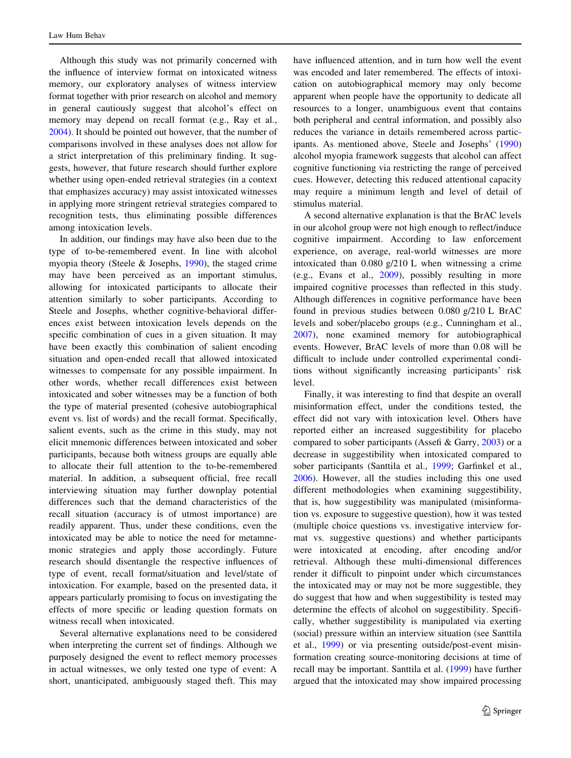Although this study was not primarily concerned with the influence of interview format on intoxicated witness memory, our exploratory analyses of witness interview format together with prior research on alcohol and memory in general cautiously suggest that alcohol's effect on memory may depend on recall format (e.g., Ray et al., 2004). It should be pointed out however, that the number of comparisons involved in these analyses does not allow for a strict interpretation of this preliminary finding. It suggests, however, that future research should further explore whether using open-ended retrieval strategies (in a context that emphasizes accuracy) may assist intoxicated witnesses in applying more stringent retrieval strategies compared to recognition tests, thus eliminating possible differences among intoxication levels.

In addition, our findings may have also been due to the type of to-be-remembered event. In line with alcohol myopia theory (Steele & Josephs, 1990), the staged crime may have been perceived as an important stimulus, allowing for intoxicated participants to allocate their attention similarly to sober participants. According to Steele and Josephs, whether cognitive-behavioral differences exist between intoxication levels depends on the specific combination of cues in a given situation. It may have been exactly this combination of salient encoding situation and open-ended recall that allowed intoxicated witnesses to compensate for any possible impairment. In other words, whether recall differences exist between intoxicated and sober witnesses may be a function of both the type of material presented (cohesive autobiographical event vs. list of words) and the recall format. Specifically, salient events, such as the crime in this study, may not elicit mnemonic differences between intoxicated and sober participants, because both witness groups are equally able to allocate their full attention to the to-be-remembered material. In addition, a subsequent official, free recall interviewing situation may further downplay potential differences such that the demand characteristics of the recall situation (accuracy is of utmost importance) are readily apparent. Thus, under these conditions, even the intoxicated may be able to notice the need for metamnemonic strategies and apply those accordingly. Future research should disentangle the respective influences of type of event, recall format/situation and level/state of intoxication. For example, based on the presented data, it appears particularly promising to focus on investigating the effects of more specific or leading question formats on witness recall when intoxicated.

Several alternative explanations need to be considered when interpreting the current set of findings. Although we purposely designed the event to reflect memory processes in actual witnesses, we only tested one type of event: A short, unanticipated, ambiguously staged theft. This may have influenced attention, and in turn how well the event was encoded and later remembered. The effects of intoxication on autobiographical memory may only become apparent when people have the opportunity to dedicate all resources to a longer, unambiguous event that contains both peripheral and central information, and possibly also reduces the variance in details remembered across participants. As mentioned above, Steele and Josephs' (1990) alcohol myopia framework suggests that alcohol can affect cognitive functioning via restricting the range of perceived cues. However, detecting this reduced attentional capacity may require a minimum length and level of detail of stimulus material.

A second alternative explanation is that the BrAC levels in our alcohol group were not high enough to reflect/induce cognitive impairment. According to law enforcement experience, on average, real-world witnesses are more intoxicated than 0.080 g/210 L when witnessing a crime (e.g., Evans et al., 2009), possibly resulting in more impaired cognitive processes than reflected in this study. Although differences in cognitive performance have been found in previous studies between 0.080 g/210 L BrAC levels and sober/placebo groups (e.g., Cunningham et al., 2007), none examined memory for autobiographical events. However, BrAC levels of more than 0.08 will be difficult to include under controlled experimental conditions without significantly increasing participants' risk level.

Finally, it was interesting to find that despite an overall misinformation effect, under the conditions tested, the effect did not vary with intoxication level. Others have reported either an increased suggestibility for placebo compared to sober participants (Assefi & Garry, 2003) or a decrease in suggestibility when intoxicated compared to sober participants (Santtila et al., 1999; Garfinkel et al., 2006). However, all the studies including this one used different methodologies when examining suggestibility, that is, how suggestibility was manipulated (misinformation vs. exposure to suggestive question), how it was tested (multiple choice questions vs. investigative interview format vs. suggestive questions) and whether participants were intoxicated at encoding, after encoding and/or retrieval. Although these multi-dimensional differences render it difficult to pinpoint under which circumstances the intoxicated may or may not be more suggestible, they do suggest that how and when suggestibility is tested may determine the effects of alcohol on suggestibility. Specifically, whether suggestibility is manipulated via exerting (social) pressure within an interview situation (see Santtila et al., 1999) or via presenting outside/post-event misinformation creating source-monitoring decisions at time of recall may be important. Santtila et al. (1999) have further argued that the intoxicated may show impaired processing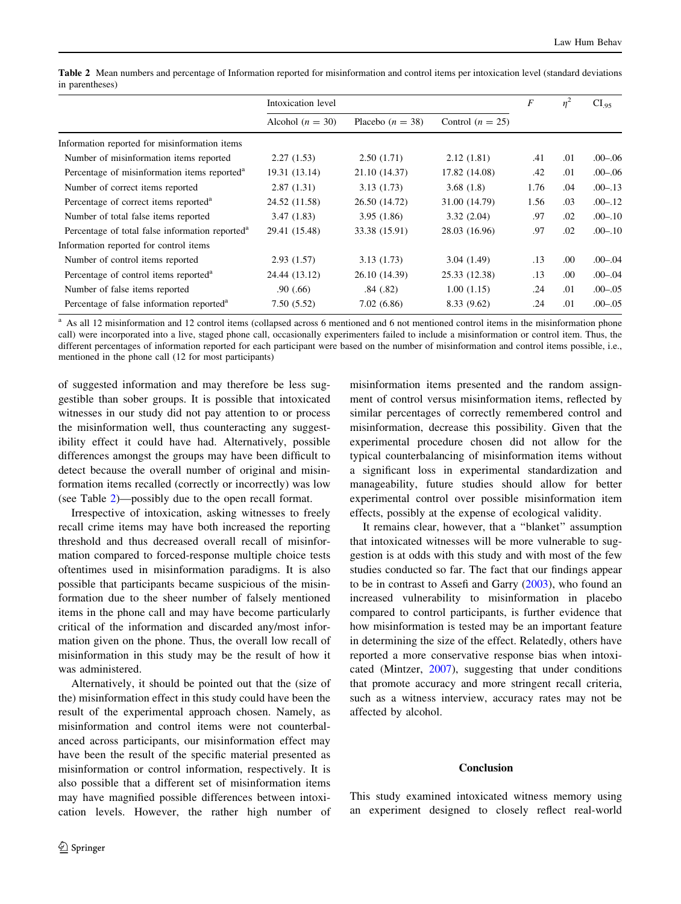**Table 2** Mean numbers and percentage of Information reported for misinformation and control items per intoxication level (standard deviations in parentheses)

| | Intoxication level | | | $F$ | $\eta^2$ | $CI_{.95}$ |
|---|---|---|---|---|---|---|
| | Alcohol ($n = 30$) | Placebo ($n = 38$) | Control ($n = 25$) | | | |
| Information reported for misinformation items | | | | | | |
| Number of misinformation items reported | 2.27 (1.53) | 2.50 (1.71) | 2.12 (1.81) | .41 | .01 | .00–.06 |
| Percentage of misinformation items reported[a] | 19.31 (13.14) | 21.10 (14.37) | 17.82 (14.08) | .42 | .01 | .00–.06 |
| Number of correct items reported | 2.87 (1.31) | 3.13 (1.73) | 3.68 (1.8) | 1.76 | .04 | .00–.13 |
| Percentage of correct items reported[a] | 24.52 (11.58) | 26.50 (14.72) | 31.00 (14.79) | 1.56 | .03 | .00–.12 |
| Number of total false items reported | 3.47 (1.83) | 3.95 (1.86) | 3.32 (2.04) | .97 | .02 | .00–.10 |
| Percentage of total false information reported[a] | 29.41 (15.48) | 33.38 (15.91) | 28.03 (16.96) | .97 | .02 | .00–.10 |
| Information reported for control items | | | | | | |
| Number of control items reported | 2.93 (1.57) | 3.13 (1.73) | 3.04 (1.49) | .13 | .00 | .00–.04 |
| Percentage of control items reported[a] | 24.44 (13.12) | 26.10 (14.39) | 25.33 (12.38) | .13 | .00 | .00–.04 |
| Number of false items reported | .90 (.66) | .84 (.82) | 1.00 (1.15) | .24 | .01 | .00–.05 |
| Percentage of false information reported[a] | 7.50 (5.52) | 7.02 (6.86) | 8.33 (9.62) | .24 | .01 | .00–.05 |

[a] As all 12 misinformation and 12 control items (collapsed across 6 mentioned and 6 not mentioned control items in the misinformation phone call) were incorporated into a live, staged phone call, occasionally experimenters failed to include a misinformation or control item. Thus, the different percentages of information reported for each participant were based on the number of misinformation and control items possible, i.e., mentioned in the phone call (12 for most participants)

of suggested information and may therefore be less suggestible than sober groups. It is possible that intoxicated witnesses in our study did not pay attention to or process the misinformation well, thus counteracting any suggestibility effect it could have had. Alternatively, possible differences amongst the groups may have been difficult to detect because the overall number of original and misinformation items recalled (correctly or incorrectly) was low (see Table 2)—possibly due to the open recall format.

Irrespective of intoxication, asking witnesses to freely recall crime items may have both increased the reporting threshold and thus decreased overall recall of misinformation compared to forced-response multiple choice tests oftentimes used in misinformation paradigms. It is also possible that participants became suspicious of the misinformation due to the sheer number of falsely mentioned items in the phone call and may have become particularly critical of the information and discarded any/most information given on the phone. Thus, the overall low recall of misinformation in this study may be the result of how it was administered.

Alternatively, it should be pointed out that the (size of the) misinformation effect in this study could have been the result of the experimental approach chosen. Namely, as misinformation and control items were not counterbalanced across participants, our misinformation effect may have been the result of the specific material presented as misinformation or control information, respectively. It is also possible that a different set of misinformation items may have magnified possible differences between intoxication levels. However, the rather high number of misinformation items presented and the random assignment of control versus misinformation items, reflected by similar percentages of correctly remembered control and misinformation, decrease this possibility. Given that the experimental procedure chosen did not allow for the typical counterbalancing of misinformation items without a significant loss in experimental standardization and manageability, future studies should allow for better experimental control over possible misinformation item effects, possibly at the expense of ecological validity.

It remains clear, however, that a "blanket" assumption that intoxicated witnesses will be more vulnerable to suggestion is at odds with this study and with most of the few studies conducted so far. The fact that our findings appear to be in contrast to Assefi and Garry (2003), who found an increased vulnerability to misinformation in placebo compared to control participants, is further evidence that how misinformation is tested may be an important feature in determining the size of the effect. Relatedly, others have reported a more conservative response bias when intoxicated (Mintzer, 2007), suggesting that under conditions that promote accuracy and more stringent recall criteria, such as a witness interview, accuracy rates may not be affected by alcohol.

## Conclusion

This study examined intoxicated witness memory using an experiment designed to closely reflect real-world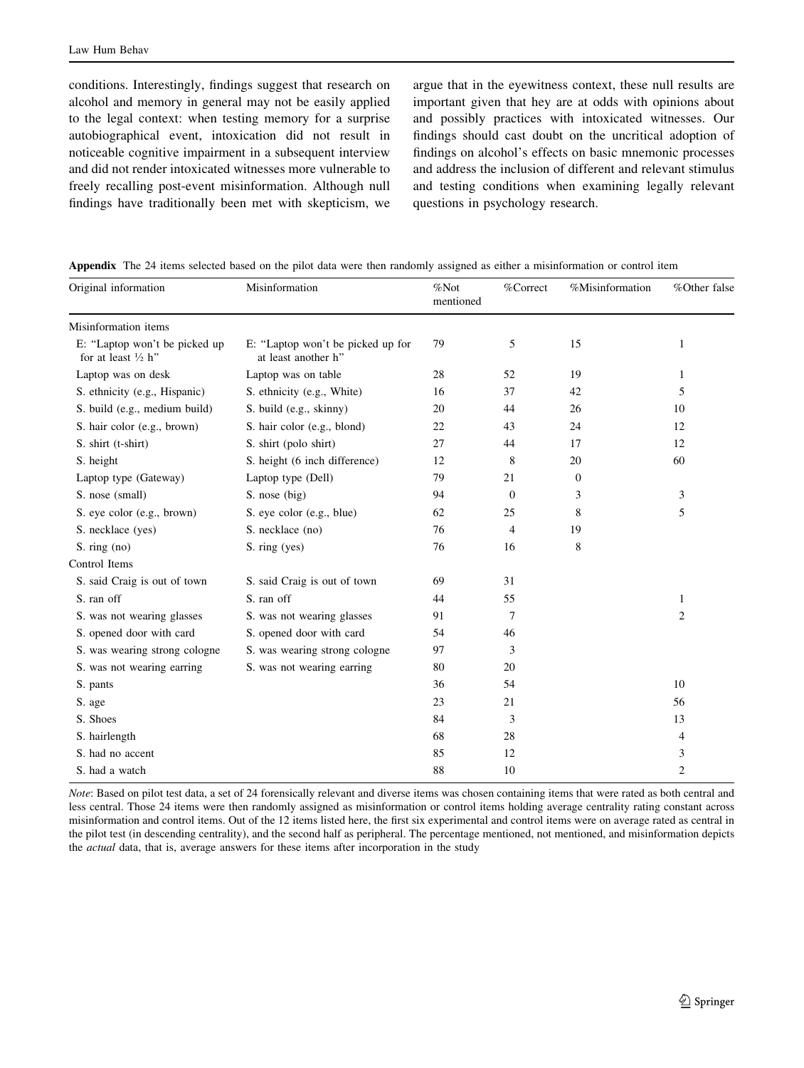conditions. Interestingly, findings suggest that research on alcohol and memory in general may not be easily applied to the legal context: when testing memory for a surprise autobiographical event, intoxication did not result in noticeable cognitive impairment in a subsequent interview and did not render intoxicated witnesses more vulnerable to freely recalling post-event misinformation. Although null findings have traditionally been met with skepticism, we argue that in the eyewitness context, these null results are important given that hey are at odds with opinions about and possibly practices with intoxicated witnesses. Our findings should cast doubt on the uncritical adoption of findings on alcohol's effects on basic mnemonic processes and address the inclusion of different and relevant stimulus and testing conditions when examining legally relevant questions in psychology research.

**Appendix** The 24 items selected based on the pilot data were then randomly assigned as either a misinformation or control item

| Original information | Misinformation | %Not mentioned | %Correct | %Misinformation | %Other false |
|---|---|---|---|---|---|
| Misinformation items | | | | | |
| E: "Laptop won't be picked up for at least ½ h" | E: "Laptop won't be picked up for at least another h" | 79 | 5 | 15 | 1 |
| Laptop was on desk | Laptop was on table | 28 | 52 | 19 | 1 |
| S. ethnicity (e.g., Hispanic) | S. ethnicity (e.g., White) | 16 | 37 | 42 | 5 |
| S. build (e.g., medium build) | S. build (e.g., skinny) | 20 | 44 | 26 | 10 |
| S. hair color (e.g., brown) | S. hair color (e.g., blond) | 22 | 43 | 24 | 12 |
| S. shirt (t-shirt) | S. shirt (polo shirt) | 27 | 44 | 17 | 12 |
| S. height | S. height (6 inch difference) | 12 | 8 | 20 | 60 |
| Laptop type (Gateway) | Laptop type (Dell) | 79 | 21 | 0 | |
| S. nose (small) | S. nose (big) | 94 | 0 | 3 | 3 |
| S. eye color (e.g., brown) | S. eye color (e.g., blue) | 62 | 25 | 8 | 5 |
| S. necklace (yes) | S. necklace (no) | 76 | 4 | 19 | |
| S. ring (no) | S. ring (yes) | 76 | 16 | 8 | |
| Control Items | | | | | |
| S. said Craig is out of town | S. said Craig is out of town | 69 | 31 | | |
| S. ran off | S. ran off | 44 | 55 | | 1 |
| S. was not wearing glasses | S. was not wearing glasses | 91 | 7 | | 2 |
| S. opened door with card | S. opened door with card | 54 | 46 | | |
| S. was wearing strong cologne | S. was wearing strong cologne | 97 | 3 | | |
| S. was not wearing earring | S. was not wearing earring | 80 | 20 | | |
| S. pants | | 36 | 54 | | 10 |
| S. age | | 23 | 21 | | 56 |
| S. Shoes | | 84 | 3 | | 13 |
| S. hairlength | | 68 | 28 | | 4 |
| S. had no accent | | 85 | 12 | | 3 |
| S. had a watch | | 88 | 10 | | 2 |

*Note*: Based on pilot test data, a set of 24 forensically relevant and diverse items was chosen containing items that were rated as both central and less central. Those 24 items were then randomly assigned as misinformation or control items holding average centrality rating constant across misinformation and control items. Out of the 12 items listed here, the first six experimental and control items were on average rated as central in the pilot test (in descending centrality), and the second half as peripheral. The percentage mentioned, not mentioned, and misinformation depicts the *actual* data, that is, average answers for these items after incorporation in the study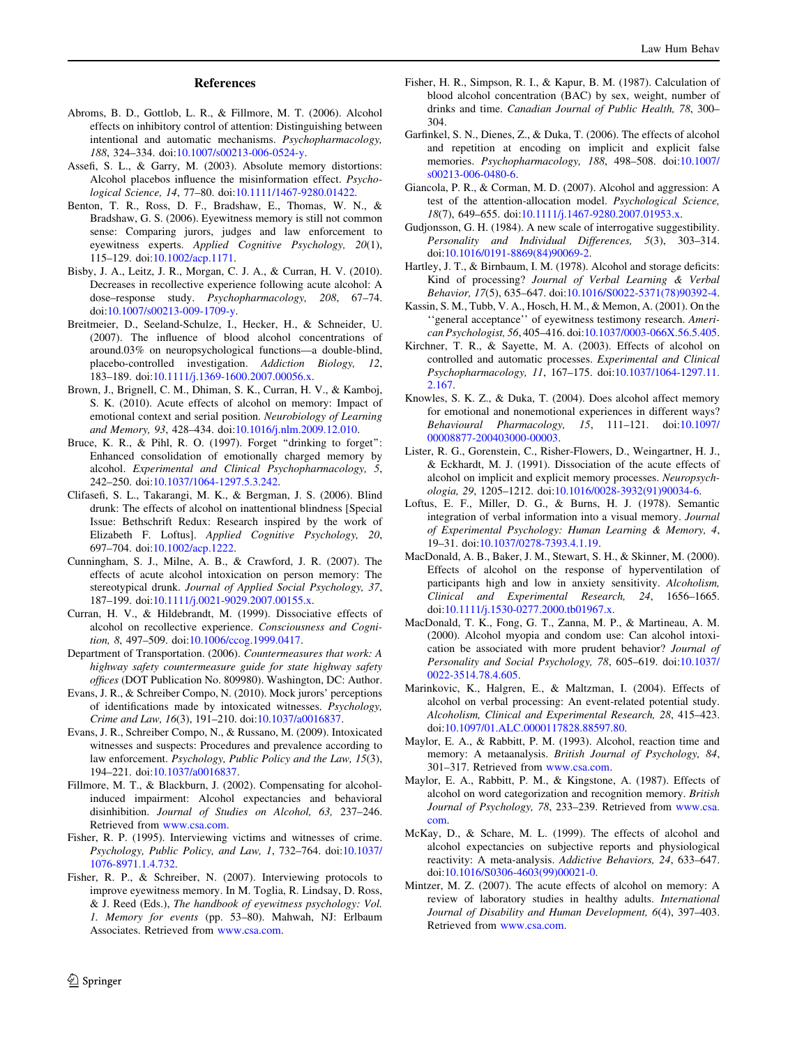## References

Abroms, B. D., Gottlob, L. R., & Fillmore, M. T. (2006). Alcohol effects on inhibitory control of attention: Distinguishing between intentional and automatic mechanisms. *Psychopharmacology, 188*, 324–334. doi:10.1007/s00213-006-0524-y.

Assefi, S. L., & Garry, M. (2003). Absolute memory distortions: Alcohol placebos influence the misinformation effect. *Psychological Science, 14*, 77–80. doi:10.1111/1467-9280.01422.

Benton, T. R., Ross, D. F., Bradshaw, E., Thomas, W. N., & Bradshaw, G. S. (2006). Eyewitness memory is still not common sense: Comparing jurors, judges and law enforcement to eyewitness experts. *Applied Cognitive Psychology, 20*(1), 115–129. doi:10.1002/acp.1171.

Bisby, J. A., Leitz, J. R., Morgan, C. J. A., & Curran, H. V. (2010). Decreases in recollective experience following acute alcohol: A dose–response study. *Psychopharmacology, 208*, 67–74. doi:10.1007/s00213-009-1709-y.

Breitmeier, D., Seeland-Schulze, I., Hecker, H., & Schneider, U. (2007). The influence of blood alcohol concentrations of around.03% on neuropsychological functions—a double-blind, placebo-controlled investigation. *Addiction Biology, 12*, 183–189. doi:10.1111/j.1369-1600.2007.00056.x.

Brown, J., Brignell, C. M., Dhiman, S. K., Curran, H. V., & Kamboj, S. K. (2010). Acute effects of alcohol on memory: Impact of emotional context and serial position. *Neurobiology of Learning and Memory, 93*, 428–434. doi:10.1016/j.nlm.2009.12.010.

Bruce, K. R., & Pihl, R. O. (1997). Forget "drinking to forget": Enhanced consolidation of emotionally charged memory by alcohol. *Experimental and Clinical Psychopharmacology, 5*, 242–250. doi:10.1037/1064-1297.5.3.242.

Clifasefi, S. L., Takarangi, M. K., & Bergman, J. S. (2006). Blind drunk: The effects of alcohol on inattentional blindness [Special Issue: Bethschrift Redux: Research inspired by the work of Elizabeth F. Loftus]. *Applied Cognitive Psychology, 20*, 697–704. doi:10.1002/acp.1222.

Cunningham, S. J., Milne, A. B., & Crawford, J. R. (2007). The effects of acute alcohol intoxication on person memory: The stereotypical drunk. *Journal of Applied Social Psychology, 37*, 187–199. doi:10.1111/j.0021-9029.2007.00155.x.

Curran, H. V., & Hildebrandt, M. (1999). Dissociative effects of alcohol on recollective experience. *Consciousness and Cognition, 8*, 497–509. doi:10.1006/ccog.1999.0417.

Department of Transportation. (2006). *Countermeasures that work: A highway safety countermeasure guide for state highway safety offices* (DOT Publication No. 809980). Washington, DC: Author.

Evans, J. R., & Schreiber Compo, N. (2010). Mock jurors' perceptions of identifications made by intoxicated witnesses. *Psychology, Crime and Law, 16*(3), 191–210. doi:10.1037/a0016837.

Evans, J. R., Schreiber Compo, N., & Russano, M. (2009). Intoxicated witnesses and suspects: Procedures and prevalence according to law enforcement. *Psychology, Public Policy and the Law, 15*(3), 194–221. doi:10.1037/a0016837.

Fillmore, M. T., & Blackburn, J. (2002). Compensating for alcohol-induced impairment: Alcohol expectancies and behavioral disinhibition. *Journal of Studies on Alcohol, 63*, 237–246. Retrieved from www.csa.com.

Fisher, R. P. (1995). Interviewing victims and witnesses of crime. *Psychology, Public Policy, and Law, 1*, 732–764. doi:10.1037/1076-8971.1.4.732.

Fisher, R. P., & Schreiber, N. (2007). Interviewing protocols to improve eyewitness memory. In M. Toglia, R. Lindsay, D. Ross, & J. Reed (Eds.), *The handbook of eyewitness psychology: Vol. 1. Memory for events* (pp. 53–80). Mahwah, NJ: Erlbaum Associates. Retrieved from www.csa.com.

Fisher, H. R., Simpson, R. I., & Kapur, B. M. (1987). Calculation of blood alcohol concentration (BAC) by sex, weight, number of drinks and time. *Canadian Journal of Public Health, 78*, 300–304.

Garfinkel, S. N., Dienes, Z., & Duka, T. (2006). The effects of alcohol and repetition at encoding on implicit and explicit false memories. *Psychopharmacology, 188*, 498–508. doi:10.1007/s00213-006-0480-6.

Giancola, P. R., & Corman, M. D. (2007). Alcohol and aggression: A test of the attention-allocation model. *Psychological Science, 18*(7), 649–655. doi:10.1111/j.1467-9280.2007.01953.x.

Gudjonsson, G. H. (1984). A new scale of interrogative suggestibility. *Personality and Individual Differences, 5*(3), 303–314. doi:10.1016/0191-8869(84)90069-2.

Hartley, J. T., & Birnbaum, I. M. (1978). Alcohol and storage deficits: Kind of processing? *Journal of Verbal Learning & Verbal Behavior, 17*(5), 635–647. doi:10.1016/S0022-5371(78)90392-4.

Kassin, S. M., Tubb, V. A., Hosch, H. M., & Memon, A. (2001). On the ''general acceptance'' of eyewitness testimony research. *American Psychologist, 56*, 405–416. doi:10.1037/0003-066X.56.5.405.

Kirchner, T. R., & Sayette, M. A. (2003). Effects of alcohol on controlled and automatic processes. *Experimental and Clinical Psychopharmacology, 11*, 167–175. doi:10.1037/1064-1297.11.2.167.

Knowles, S. K. Z., & Duka, T. (2004). Does alcohol affect memory for emotional and nonemotional experiences in different ways? *Behavioural Pharmacology, 15*, 111–121. doi:10.1097/00008877-200403000-00003.

Lister, R. G., Gorenstein, C., Risher-Flowers, D., Weingartner, H. J., & Eckhardt, M. J. (1991). Dissociation of the acute effects of alcohol on implicit and explicit memory processes. *Neuropsychologia, 29*, 1205–1212. doi:10.1016/0028-3932(91)90034-6.

Loftus, E. F., Miller, D. G., & Burns, H. J. (1978). Semantic integration of verbal information into a visual memory. *Journal of Experimental Psychology: Human Learning & Memory, 4*, 19–31. doi:10.1037/0278-7393.4.1.19.

MacDonald, A. B., Baker, J. M., Stewart, S. H., & Skinner, M. (2000). Effects of alcohol on the response of hyperventilation of participants high and low in anxiety sensitivity. *Alcoholism, Clinical and Experimental Research, 24*, 1656–1665. doi:10.1111/j.1530-0277.2000.tb01967.x.

MacDonald, T. K., Fong, G. T., Zanna, M. P., & Martineau, A. M. (2000). Alcohol myopia and condom use: Can alcohol intoxication be associated with more prudent behavior? *Journal of Personality and Social Psychology, 78*, 605–619. doi:10.1037/0022-3514.78.4.605.

Marinkovic, K., Halgren, E., & Maltzman, I. (2004). Effects of alcohol on verbal processing: An event-related potential study. *Alcoholism, Clinical and Experimental Research, 28*, 415–423. doi:10.1097/01.ALC.0000117828.88597.80.

Maylor, E. A., & Rabbitt, P. M. (1993). Alcohol, reaction time and memory: A metaanalysis. *British Journal of Psychology, 84*, 301–317. Retrieved from www.csa.com.

Maylor, E. A., Rabbitt, P. M., & Kingstone, A. (1987). Effects of alcohol on word categorization and recognition memory. *British Journal of Psychology, 78*, 233–239. Retrieved from www.csa.com.

McKay, D., & Schare, M. L. (1999). The effects of alcohol and alcohol expectancies on subjective reports and physiological reactivity: A meta-analysis. *Addictive Behaviors, 24*, 633–647. doi:10.1016/S0306-4603(99)00021-0.

Mintzer, M. Z. (2007). The acute effects of alcohol on memory: A review of laboratory studies in healthy adults. *International Journal of Disability and Human Development, 6*(4), 397–403. Retrieved from www.csa.com.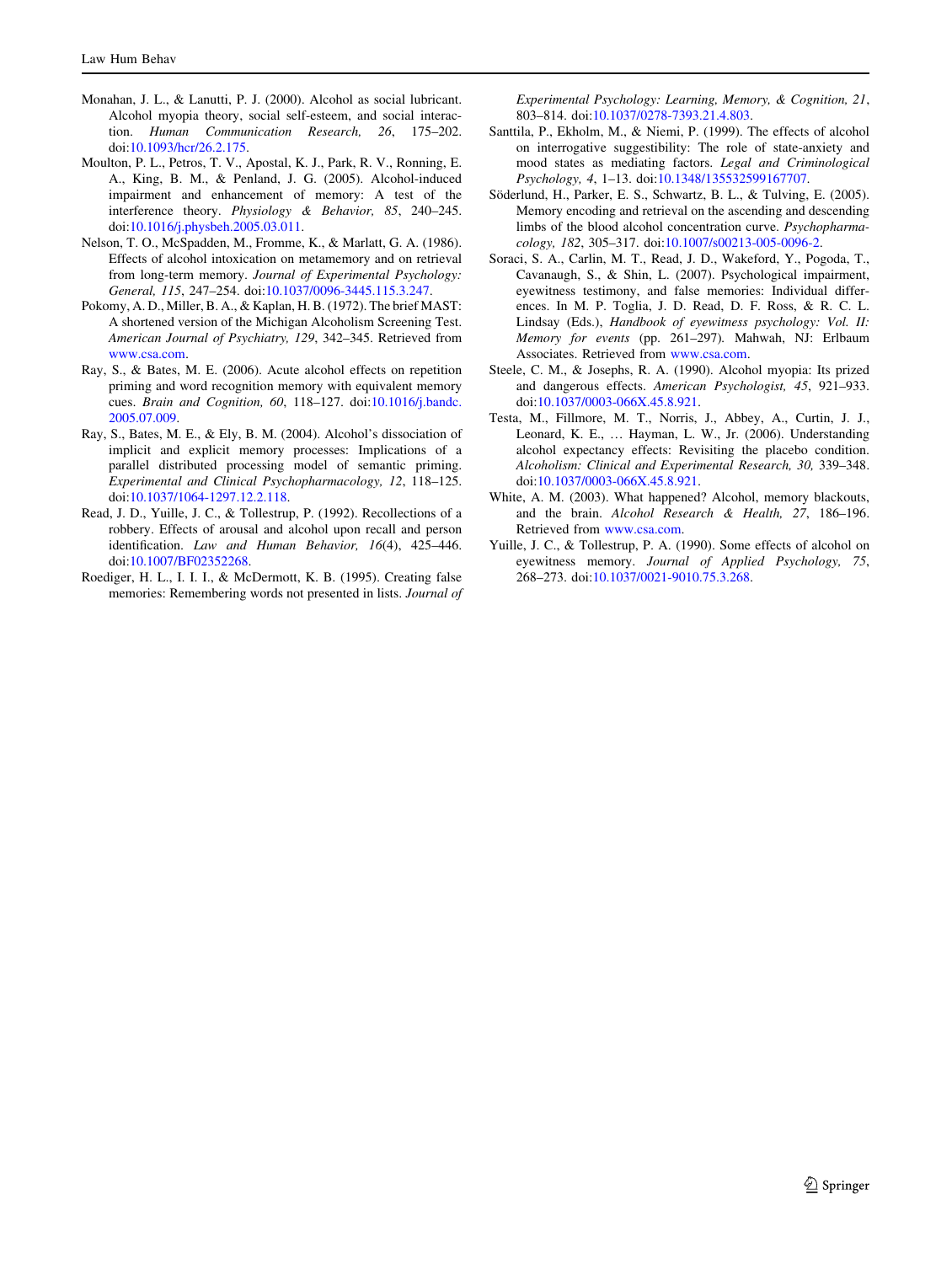Monahan, J. L., & Lanutti, P. J. (2000). Alcohol as social lubricant. Alcohol myopia theory, social self-esteem, and social interaction. *Human Communication Research, 26*, 175–202. doi:10.1093/hcr/26.2.175.

Moulton, P. L., Petros, T. V., Apostal, K. J., Park, R. V., Ronning, E. A., King, B. M., & Penland, J. G. (2005). Alcohol-induced impairment and enhancement of memory: A test of the interference theory. *Physiology & Behavior, 85*, 240–245. doi:10.1016/j.physbeh.2005.03.011.

Nelson, T. O., McSpadden, M., Fromme, K., & Marlatt, G. A. (1986). Effects of alcohol intoxication on metamemory and on retrieval from long-term memory. *Journal of Experimental Psychology: General, 115*, 247–254. doi:10.1037/0096-3445.115.3.247.

Pokomy, A. D., Miller, B. A., & Kaplan, H. B. (1972). The brief MAST: A shortened version of the Michigan Alcoholism Screening Test. *American Journal of Psychiatry, 129*, 342–345. Retrieved from www.csa.com.

Ray, S., & Bates, M. E. (2006). Acute alcohol effects on repetition priming and word recognition memory with equivalent memory cues. *Brain and Cognition, 60*, 118–127. doi:10.1016/j.bandc.2005.07.009.

Ray, S., Bates, M. E., & Ely, B. M. (2004). Alcohol's dissociation of implicit and explicit memory processes: Implications of a parallel distributed processing model of semantic priming. *Experimental and Clinical Psychopharmacology, 12*, 118–125. doi:10.1037/1064-1297.12.2.118.

Read, J. D., Yuille, J. C., & Tollestrup, P. (1992). Recollections of a robbery. Effects of arousal and alcohol upon recall and person identification. *Law and Human Behavior, 16*(4), 425–446. doi:10.1007/BF02352268.

Roediger, H. L., I. I. I., & McDermott, K. B. (1995). Creating false memories: Remembering words not presented in lists. *Journal of Experimental Psychology: Learning, Memory, & Cognition, 21*, 803–814. doi:10.1037/0278-7393.21.4.803.

Santtila, P., Ekholm, M., & Niemi, P. (1999). The effects of alcohol on interrogative suggestibility: The role of state-anxiety and mood states as mediating factors. *Legal and Criminological Psychology, 4*, 1–13. doi:10.1348/135532599167707.

Söderlund, H., Parker, E. S., Schwartz, B. L., & Tulving, E. (2005). Memory encoding and retrieval on the ascending and descending limbs of the blood alcohol concentration curve. *Psychopharmacology, 182*, 305–317. doi:10.1007/s00213-005-0096-2.

Soraci, S. A., Carlin, M. T., Read, J. D., Wakeford, Y., Pogoda, T., Cavanaugh, S., & Shin, L. (2007). Psychological impairment, eyewitness testimony, and false memories: Individual differences. In M. P. Toglia, J. D. Read, D. F. Ross, & R. C. L. Lindsay (Eds.), *Handbook of eyewitness psychology: Vol. II: Memory for events* (pp. 261–297). Mahwah, NJ: Erlbaum Associates. Retrieved from www.csa.com.

Steele, C. M., & Josephs, R. A. (1990). Alcohol myopia: Its prized and dangerous effects. *American Psychologist, 45*, 921–933. doi:10.1037/0003-066X.45.8.921.

Testa, M., Fillmore, M. T., Norris, J., Abbey, A., Curtin, J. J., Leonard, K. E., … Hayman, L. W., Jr. (2006). Understanding alcohol expectancy effects: Revisiting the placebo condition. *Alcoholism: Clinical and Experimental Research, 30*, 339–348. doi:10.1037/0003-066X.45.8.921.

White, A. M. (2003). What happened? Alcohol, memory blackouts, and the brain. *Alcohol Research & Health, 27*, 186–196. Retrieved from www.csa.com.

Yuille, J. C., & Tollestrup, P. A. (1990). Some effects of alcohol on eyewitness memory. *Journal of Applied Psychology, 75*, 268–273. doi:10.1037/0021-9010.75.3.268.